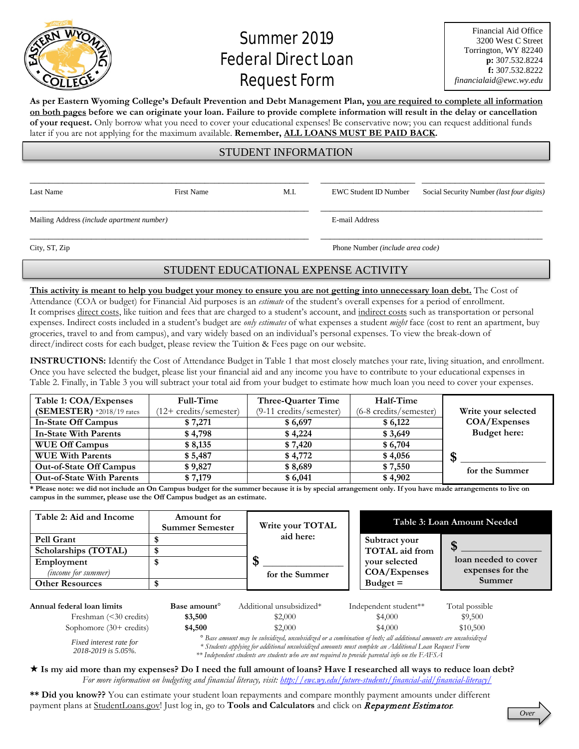# Summer 2019 Federal Direct Loan Request Form

Financial Aid Office
3200 West C Street
Torrington, WY 82240
**p:** 307.532.8224
**f:** 307.532.8222
*financialaid@ewc.wy.edu*

**As per Eastern Wyoming College's Default Prevention and Debt Management Plan, you are required to complete all information on both pages before we can originate your loan. Failure to provide complete information will result in the delay or cancellation of your request.** Only borrow what you need to cover your educational expenses! Be conservative now; you can request additional funds later if you are not applying for the maximum available. **Remember, ALL LOANS MUST BE PAID BACK.**

## STUDENT INFORMATION

Last Name ______ First Name ______ M.I. ______ EWC Student ID Number ______ Social Security Number *(last four digits)* ______

Mailing Address *(include apartment number)* ______ E-mail Address ______

City, ST, Zip ______ Phone Number *(include area code)* ______

## STUDENT EDUCATIONAL EXPENSE ACTIVITY

**This activity is meant to help you budget your money to ensure you are not getting into unnecessary loan debt.** The Cost of Attendance (COA or budget) for Financial Aid purposes is an *estimate* of the student's overall expenses for a period of enrollment. It comprises direct costs, like tuition and fees that are charged to a student's account, and indirect costs such as transportation or personal expenses. Indirect costs included in a student's budget are *only estimates* of what expenses a student *might* face (cost to rent an apartment, buy groceries, travel to and from campus), and vary widely based on an individual's personal expenses. To view the break-down of direct/indirect costs for each budget, please review the Tuition & Fees page on our website.

**INSTRUCTIONS:** Identify the Cost of Attendance Budget in Table 1 that most closely matches your rate, living situation, and enrollment. Once you have selected the budget, please list your financial aid and any income you have to contribute to your educational expenses in Table 2. Finally, in Table 3 you will subtract your total aid from your budget to estimate how much loan you need to cover your expenses.

| Table 1: COA/Expenses (SEMESTER) *2018/19 rates | Full-Time (12+ credits/semester) | Three-Quarter Time (9-11 credits/semester) | Half-Time (6-8 credits/semester) |
|---|---|---|---|
| In-State Off Campus | $ 7,271 | $ 6,697 | $ 6,122 |
| In-State With Parents | $ 4,798 | $ 4,224 | $ 3,649 |
| WUE Off Campus | $ 8,135 | $ 7,420 | $ 6,704 |
| WUE With Parents | $ 5,487 | $ 4,772 | $ 4,056 |
| Out-of-State Off Campus | $ 9,827 | $ 8,689 | $ 7,550 |
| Out-of-State With Parents | $ 7,179 | $ 6,041 | $ 4,902 |

**Write your selected COA/Expenses Budget here:** $ ______ for the Summer

**\* Please note: we did not include an On Campus budget for the summer because it is by special arrangement only. If you have made arrangements to live on campus in the summer, please use the Off Campus budget as an estimate.**

| Table 2: Aid and Income | Amount for Summer Semester |
|---|---|
| Pell Grant | $ |
| Scholarships (TOTAL) | $ |
| Employment *(income for summer)* | $ |
| Other Resources | $ |

**Write your TOTAL aid here:** $ ______ for the Summer

**Table 3: Loan Amount Needed**

| | |
|---|---|
| Subtract your TOTAL aid from your selected COA/Expenses Budget = | $ ______ loan needed to cover expenses for the Summer |

| Annual federal loan limits | Base amount° | Additional unsubsidized* | Independent student** | Total possible |
|---|---|---|---|---|
| Freshman (<30 credits) | **$3,500** | $2,000 | $4,000 | $9,500 |
| Sophomore (30+ credits) | **$4,500** | $2,000 | $4,000 | $10,500 |

*Fixed interest rate for 2018-2019 is 5.05%.*

*° Base amount may be subsidized, unsubsidized or a combination of both; all additional amounts are unsubsidized*
*\* Students applying for additional unsubsidized amounts must complete an Additional Loan Request Form*
*\*\* Independent students are students who are not required to provide parental info on the FAFSA*

★ **Is my aid more than my expenses? Do I need the full amount of loans? Have I researched all ways to reduce loan debt?**
*For more information on budgeting and financial literacy, visit: http://ewc.wy.edu/future-students/financial-aid/financial-literacy/*

**\*\* Did you know??** You can estimate your student loan repayments and compare monthly payment amounts under different payment plans at StudentLoans.gov! Just log in, go to **Tools and Calculators** and click on ***Repayment Estimator***.

*Over*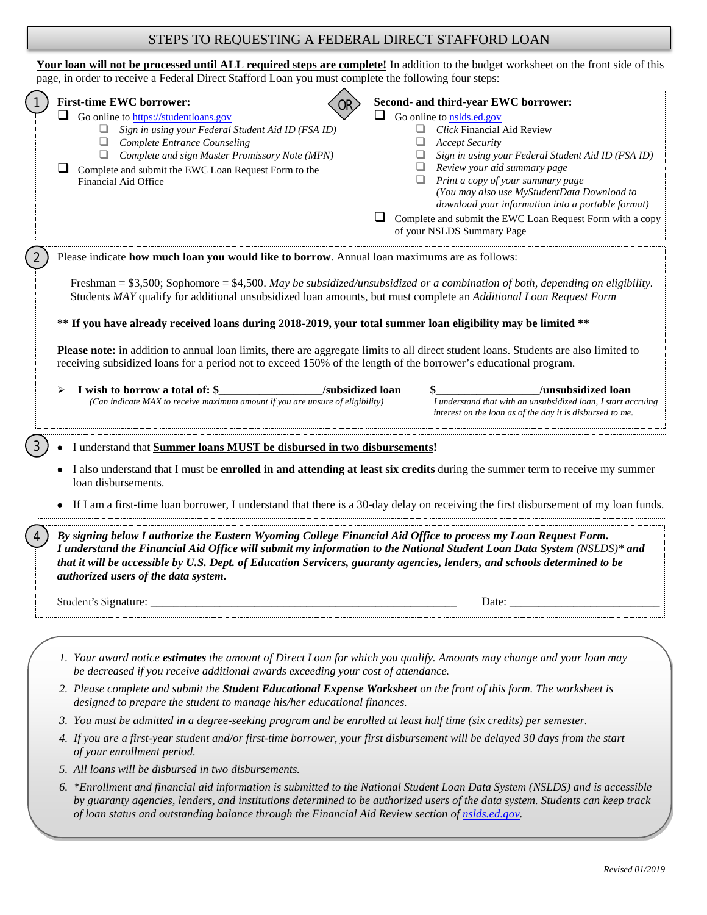# STEPS TO REQUESTING A FEDERAL DIRECT STAFFORD LOAN

**Your loan will not be processed until ALL required steps are complete!** In addition to the budget worksheet on the front side of this page, in order to receive a Federal Direct Stafford Loan you must complete the following four steps:

## 1

**First-time EWC borrower:**

- ❑ Go online to https://studentloans.gov
  - ❑ *Sign in using your Federal Student Aid ID (FSA ID)*
  - ❑ *Complete Entrance Counseling*
  - ❑ *Complete and sign Master Promissory Note (MPN)*
- ❑ Complete and submit the EWC Loan Request Form to the Financial Aid Office

OR

**Second- and third-year EWC borrower:**

- ❑ Go online to nslds.ed.gov
  - ❑ *Click* Financial Aid Review
  - ❑ *Accept Security*
  - ❑ *Sign in using your Federal Student Aid ID (FSA ID)*
  - ❑ *Review your aid summary page*
  - ❑ *Print a copy of your summary page (You may also use MyStudentData Download to download your information into a portable format)*
- ❑ Complete and submit the EWC Loan Request Form with a copy of your NSLDS Summary Page

## 2

Please indicate **how much loan you would like to borrow**. Annual loan maximums are as follows:

Freshman = $3,500; Sophomore = $4,500. *May be subsidized/unsubsidized or a combination of both, depending on eligibility*. Students *MAY* qualify for additional unsubsidized loan amounts, but must complete an *Additional Loan Request Form*

**** If you have already received loans during 2018-2019, your total summer loan eligibility may be limited ****

**Please note:** in addition to annual loan limits, there are aggregate limits to all direct student loans. Students are also limited to receiving subsidized loans for a period not to exceed 150% of the length of the borrower's educational program.

➢ **I wish to borrow a total of: $_________________/subsidized loan** &nbsp;&nbsp; **$_________________/unsubsidized loan**

*(Can indicate MAX to receive maximum amount if you are unsure of eligibility)*

*I understand that with an unsubsidized loan, I start accruing interest on the loan as of the day it is disbursed to me.*

## 3

- I understand that **Summer loans MUST be disbursed in two disbursements**!
- I also understand that I must be **enrolled in and attending at least six credits** during the summer term to receive my summer loan disbursements.
- If I am a first-time loan borrower, I understand that there is a 30-day delay on receiving the first disbursement of my loan funds.

## 4

***By signing below I authorize the Eastern Wyoming College Financial Aid Office to process my Loan Request Form. I understand the Financial Aid Office will submit my information to the National Student Loan Data System** (NSLDS)* **and that it will be accessible by U.S. Dept. of Education Servicers, guaranty agencies, lenders, and schools determined to be authorized users of the data system.***

Student's Signature: _______________________________________________ Date: ________________________

---

1. *Your award notice **estimates** the amount of Direct Loan for which you qualify. Amounts may change and your loan may be decreased if you receive additional awards exceeding your cost of attendance.*
2. *Please complete and submit the **Student Educational Expense Worksheet** on the front of this form. The worksheet is designed to prepare the student to manage his/her educational finances.*
3. *You must be admitted in a degree-seeking program and be enrolled at least half time (six credits) per semester.*
4. *If you are a first-year student and/or first-time borrower, your first disbursement will be delayed 30 days from the start of your enrollment period.*
5. *All loans will be disbursed in two disbursements.*
6. **Enrollment and financial aid information is submitted to the National Student Loan Data System (NSLDS) and is accessible by guaranty agencies, lenders, and institutions determined to be authorized users of the data system. Students can keep track of loan status and outstanding balance through the Financial Aid Review section of nslds.ed.gov.*

*Revised 01/2019*